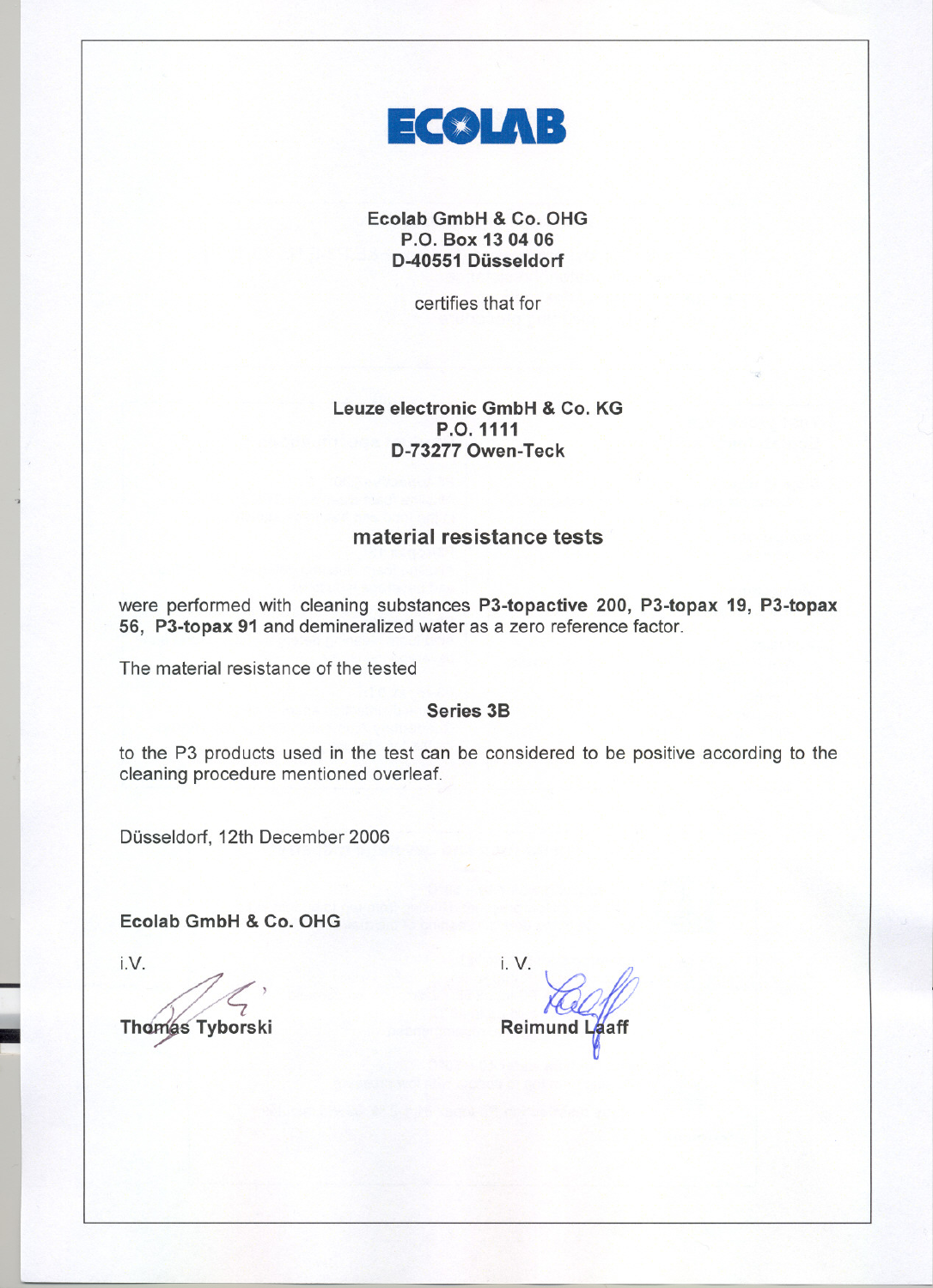# ECOLAB

**Ecolab GmbH & Co. OHG**
**P.O. Box 13 04 06**
**D-40551 Düsseldorf**

certifies that for

**Leuze electronic GmbH & Co. KG**
**P.O. 1111**
**D-73277 Owen-Teck**

## material resistance tests

were performed with cleaning substances **P3-topactive 200, P3-topax 19, P3-topax 56, P3-topax 91** and demineralized water as a zero reference factor.

The material resistance of the tested

**Series 3B**

to the P3 products used in the test can be considered to be positive according to the cleaning procedure mentioned overleaf.

Düsseldorf, 12th December 2006

**Ecolab GmbH & Co. OHG**

i.V.

**Thomas Tyborski**

i. V.

**Reimund Laaff**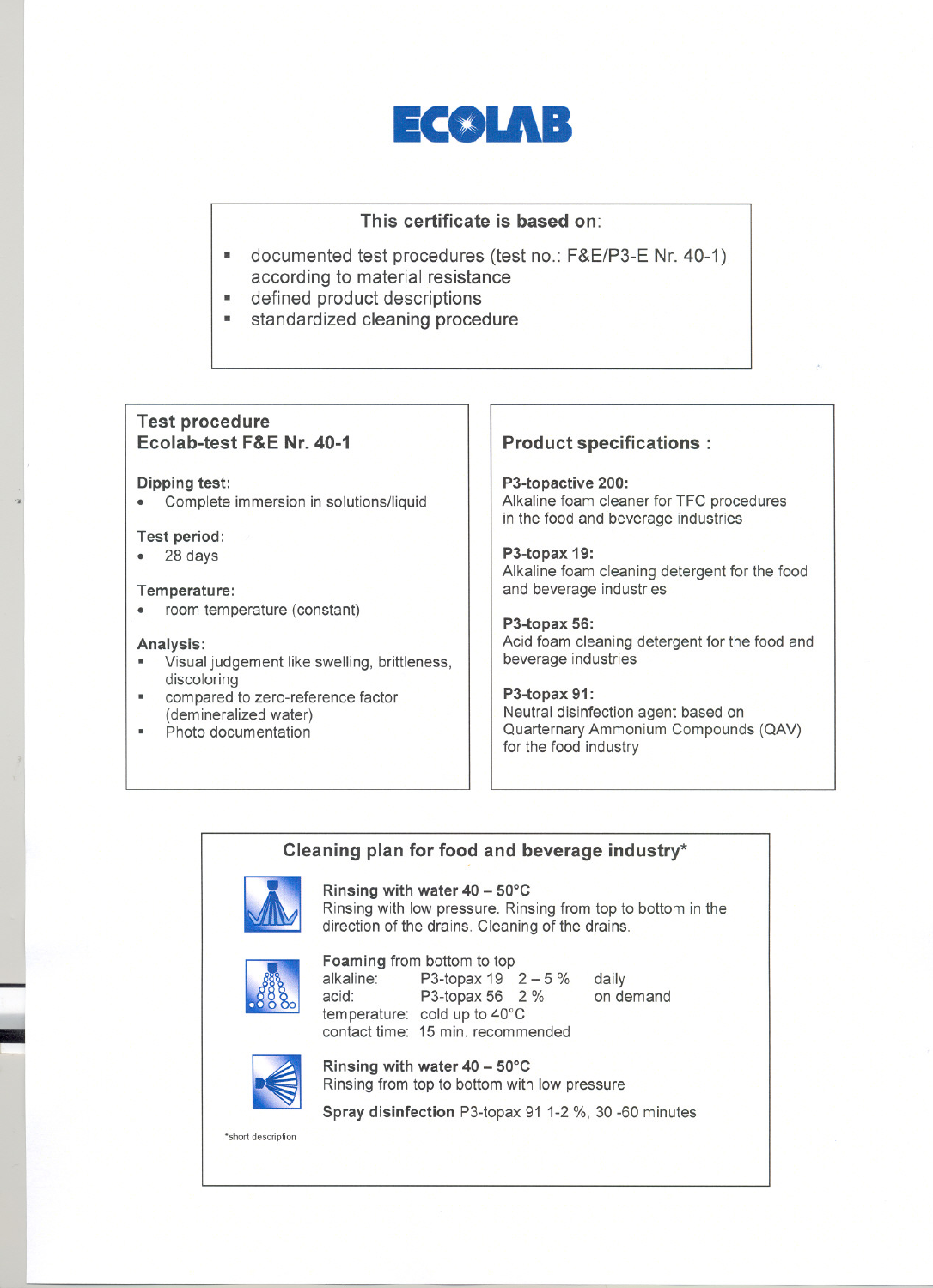ECOLAB

## This certificate is based on:

- documented test procedures (test no.: F&E/P3-E Nr. 40-1) according to material resistance
- defined product descriptions
- standardized cleaning procedure

## Test procedure
## Ecolab-test F&E Nr. 40-1

**Dipping test:**
- Complete immersion in solutions/liquid

**Test period:**
- 28 days

**Temperature:**
- room temperature (constant)

**Analysis:**
- Visual judgement like swelling, brittleness, discoloring
- compared to zero-reference factor (demineralized water)
- Photo documentation

## Product specifications :

**P3-topactive 200:**
Alkaline foam cleaner for TFC procedures in the food and beverage industries

**P3-topax 19:**
Alkaline foam cleaning detergent for the food and beverage industries

**P3-topax 56:**
Acid foam cleaning detergent for the food and beverage industries

**P3-topax 91:**
Neutral disinfection agent based on Quarternary Ammonium Compounds (QAV) for the food industry

## Cleaning plan for food and beverage industry*

**Rinsing with water 40 – 50°C**
Rinsing with low pressure. Rinsing from top to bottom in the direction of the drains. Cleaning of the drains.

**Foaming** from bottom to top

| | | | |
|---|---|---|---|
| alkaline: | P3-topax 19 | 2 – 5 % | daily |
| acid: | P3-topax 56 | 2 % | on demand |
| temperature: | cold up to 40°C | | |
| contact time: | 15 min. recommended | | |

**Rinsing with water 40 – 50°C**
Rinsing from top to bottom with low pressure

**Spray disinfection** P3-topax 91 1-2 %, 30 -60 minutes

*short description